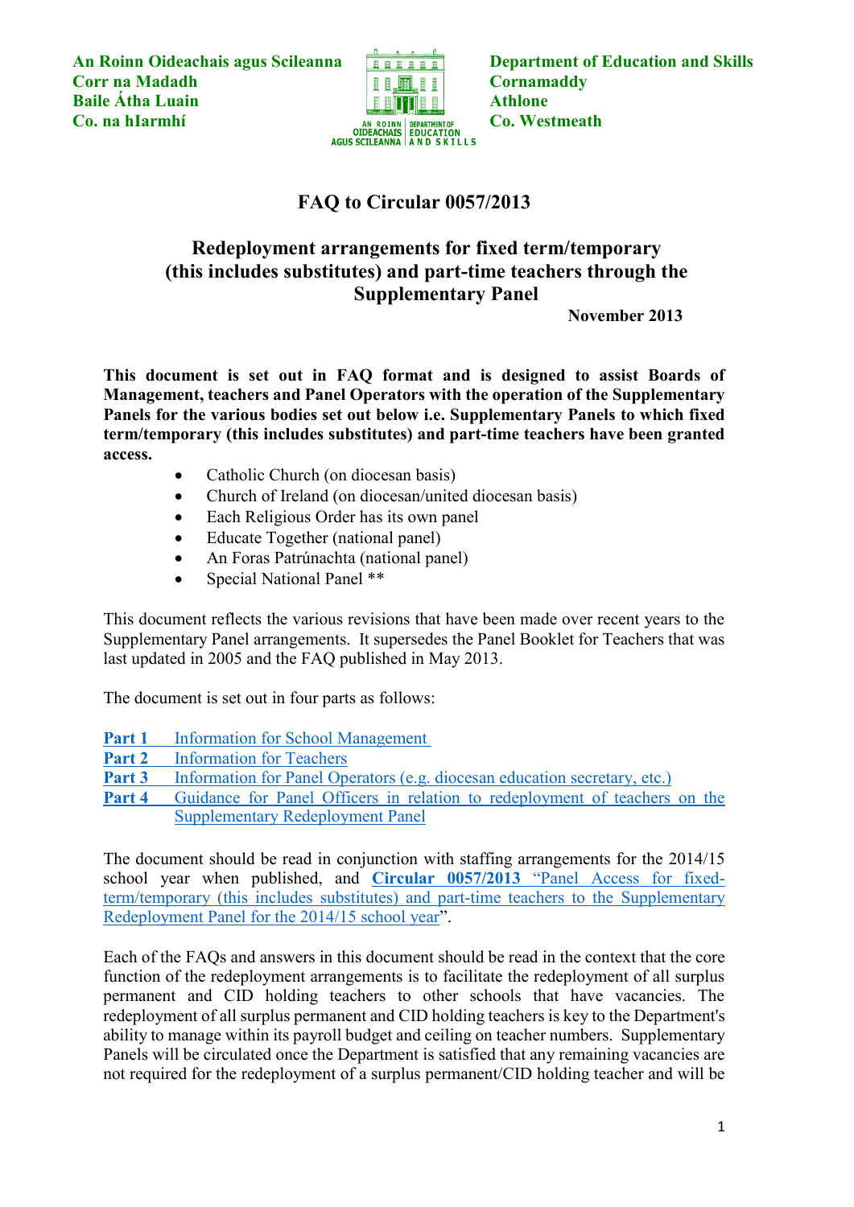An Roinn Oideachais agus Scileanna
Corr na Madadh
Baile Átha Luain
Co. na hIarmhí

Department of Education and Skills
Cornamaddy
Athlone
Co. Westmeath

# FAQ to Circular 0057/2013

## Redeployment arrangements for fixed term/temporary (this includes substitutes) and part-time teachers through the Supplementary Panel

**November 2013**

**This document is set out in FAQ format and is designed to assist Boards of Management, teachers and Panel Operators with the operation of the Supplementary Panels for the various bodies set out below i.e. Supplementary Panels to which fixed term/temporary (this includes substitutes) and part-time teachers have been granted access.**

- Catholic Church (on diocesan basis)
- Church of Ireland (on diocesan/united diocesan basis)
- Each Religious Order has its own panel
- Educate Together (national panel)
- An Foras Patrúnachta (national panel)
- Special National Panel **

This document reflects the various revisions that have been made over recent years to the Supplementary Panel arrangements. It supersedes the Panel Booklet for Teachers that was last updated in 2005 and the FAQ published in May 2013.

The document is set out in four parts as follows:

**Part 1** Information for School Management
**Part 2** Information for Teachers
**Part 3** Information for Panel Operators (e.g. diocesan education secretary, etc.)
**Part 4** Guidance for Panel Officers in relation to redeployment of teachers on the Supplementary Redeployment Panel

The document should be read in conjunction with staffing arrangements for the 2014/15 school year when published, and **Circular 0057/2013** "Panel Access for fixed-term/temporary (this includes substitutes) and part-time teachers to the Supplementary Redeployment Panel for the 2014/15 school year".

Each of the FAQs and answers in this document should be read in the context that the core function of the redeployment arrangements is to facilitate the redeployment of all surplus permanent and CID holding teachers to other schools that have vacancies. The redeployment of all surplus permanent and CID holding teachers is key to the Department's ability to manage within its payroll budget and ceiling on teacher numbers. Supplementary Panels will be circulated once the Department is satisfied that any remaining vacancies are not required for the redeployment of a surplus permanent/CID holding teacher and will be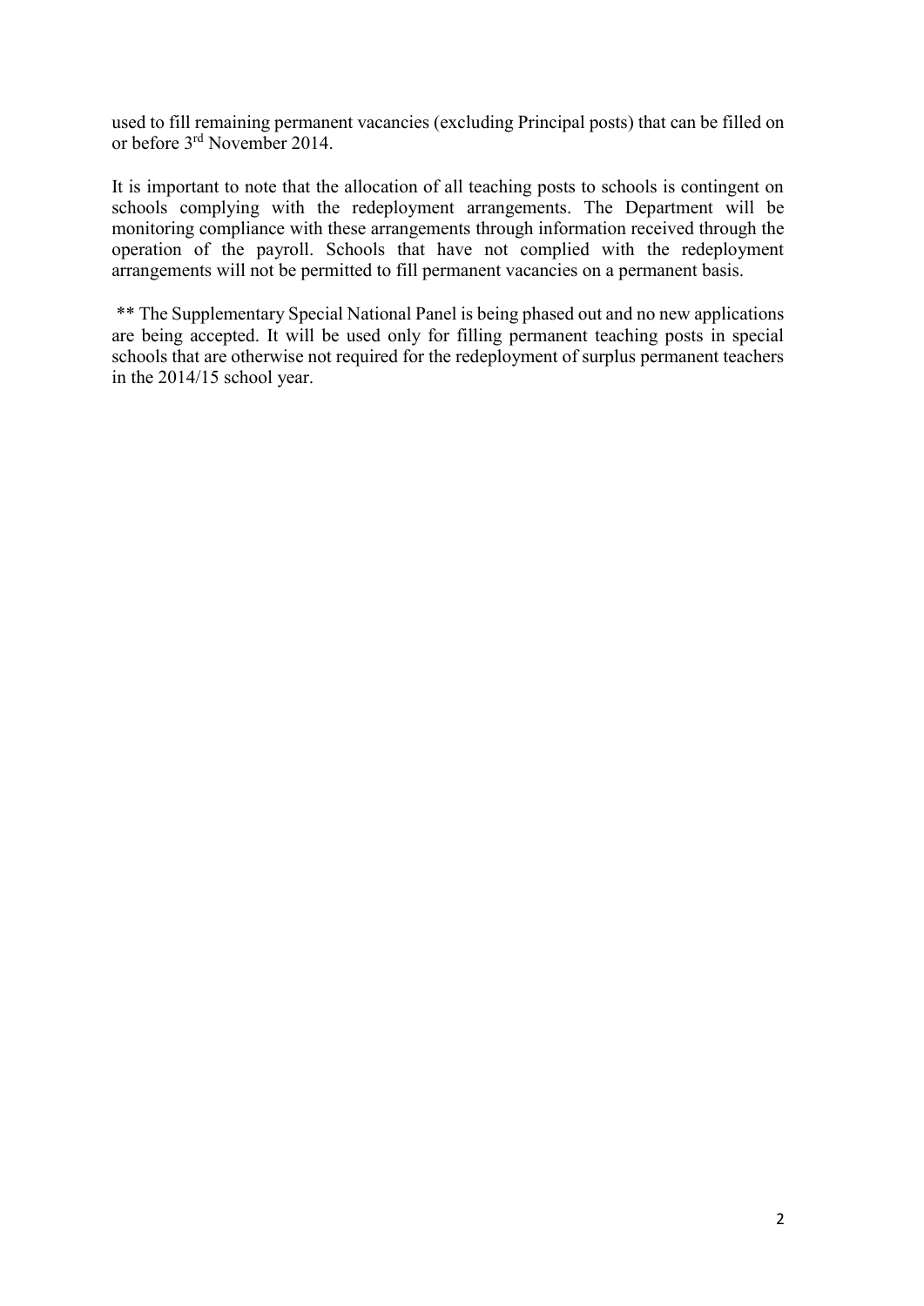used to fill remaining permanent vacancies (excluding Principal posts) that can be filled on or before 3rd November 2014.

It is important to note that the allocation of all teaching posts to schools is contingent on schools complying with the redeployment arrangements. The Department will be monitoring compliance with these arrangements through information received through the operation of the payroll. Schools that have not complied with the redeployment arrangements will not be permitted to fill permanent vacancies on a permanent basis.

** The Supplementary Special National Panel is being phased out and no new applications are being accepted. It will be used only for filling permanent teaching posts in special schools that are otherwise not required for the redeployment of surplus permanent teachers in the 2014/15 school year.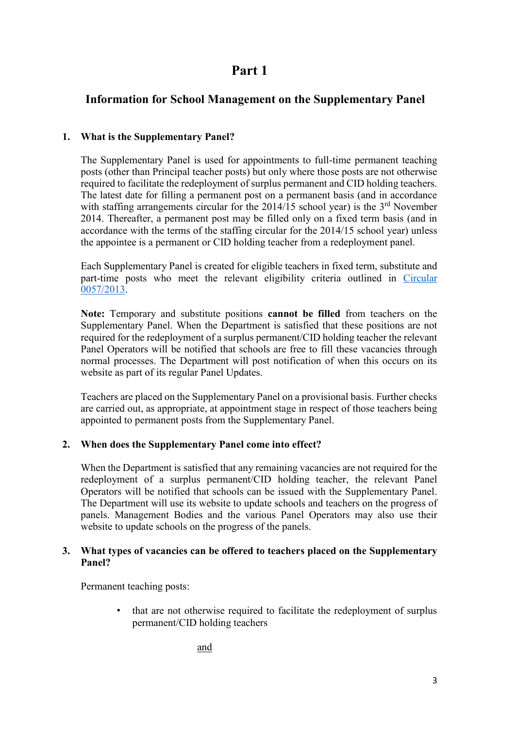# Part 1

## Information for School Management on the Supplementary Panel

### 1. What is the Supplementary Panel?

The Supplementary Panel is used for appointments to full-time permanent teaching posts (other than Principal teacher posts) but only where those posts are not otherwise required to facilitate the redeployment of surplus permanent and CID holding teachers. The latest date for filling a permanent post on a permanent basis (and in accordance with staffing arrangements circular for the 2014/15 school year) is the 3rd November 2014. Thereafter, a permanent post may be filled only on a fixed term basis (and in accordance with the terms of the staffing circular for the 2014/15 school year) unless the appointee is a permanent or CID holding teacher from a redeployment panel.

Each Supplementary Panel is created for eligible teachers in fixed term, substitute and part-time posts who meet the relevant eligibility criteria outlined in Circular 0057/2013.

**Note:** Temporary and substitute positions **cannot be filled** from teachers on the Supplementary Panel. When the Department is satisfied that these positions are not required for the redeployment of a surplus permanent/CID holding teacher the relevant Panel Operators will be notified that schools are free to fill these vacancies through normal processes. The Department will post notification of when this occurs on its website as part of its regular Panel Updates.

Teachers are placed on the Supplementary Panel on a provisional basis. Further checks are carried out, as appropriate, at appointment stage in respect of those teachers being appointed to permanent posts from the Supplementary Panel.

### 2. When does the Supplementary Panel come into effect?

When the Department is satisfied that any remaining vacancies are not required for the redeployment of a surplus permanent/CID holding teacher, the relevant Panel Operators will be notified that schools can be issued with the Supplementary Panel. The Department will use its website to update schools and teachers on the progress of panels. Management Bodies and the various Panel Operators may also use their website to update schools on the progress of the panels.

### 3. What types of vacancies can be offered to teachers placed on the Supplementary Panel?

Permanent teaching posts:

- that are not otherwise required to facilitate the redeployment of surplus permanent/CID holding teachers

<u>and</u>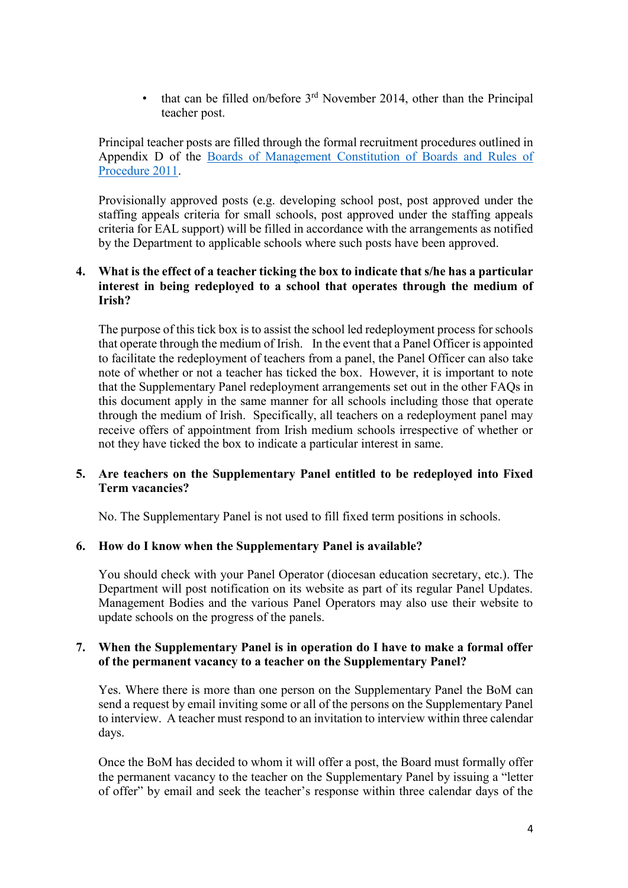- that can be filled on/before 3rd November 2014, other than the Principal teacher post.

Principal teacher posts are filled through the formal recruitment procedures outlined in Appendix D of the Boards of Management Constitution of Boards and Rules of Procedure 2011.

Provisionally approved posts (e.g. developing school post, post approved under the staffing appeals criteria for small schools, post approved under the staffing appeals criteria for EAL support) will be filled in accordance with the arrangements as notified by the Department to applicable schools where such posts have been approved.

**4. What is the effect of a teacher ticking the box to indicate that s/he has a particular interest in being redeployed to a school that operates through the medium of Irish?**

The purpose of this tick box is to assist the school led redeployment process for schools that operate through the medium of Irish. In the event that a Panel Officer is appointed to facilitate the redeployment of teachers from a panel, the Panel Officer can also take note of whether or not a teacher has ticked the box. However, it is important to note that the Supplementary Panel redeployment arrangements set out in the other FAQs in this document apply in the same manner for all schools including those that operate through the medium of Irish. Specifically, all teachers on a redeployment panel may receive offers of appointment from Irish medium schools irrespective of whether or not they have ticked the box to indicate a particular interest in same.

**5. Are teachers on the Supplementary Panel entitled to be redeployed into Fixed Term vacancies?**

No. The Supplementary Panel is not used to fill fixed term positions in schools.

**6. How do I know when the Supplementary Panel is available?**

You should check with your Panel Operator (diocesan education secretary, etc.). The Department will post notification on its website as part of its regular Panel Updates. Management Bodies and the various Panel Operators may also use their website to update schools on the progress of the panels.

**7. When the Supplementary Panel is in operation do I have to make a formal offer of the permanent vacancy to a teacher on the Supplementary Panel?**

Yes. Where there is more than one person on the Supplementary Panel the BoM can send a request by email inviting some or all of the persons on the Supplementary Panel to interview. A teacher must respond to an invitation to interview within three calendar days.

Once the BoM has decided to whom it will offer a post, the Board must formally offer the permanent vacancy to the teacher on the Supplementary Panel by issuing a "letter of offer" by email and seek the teacher's response within three calendar days of the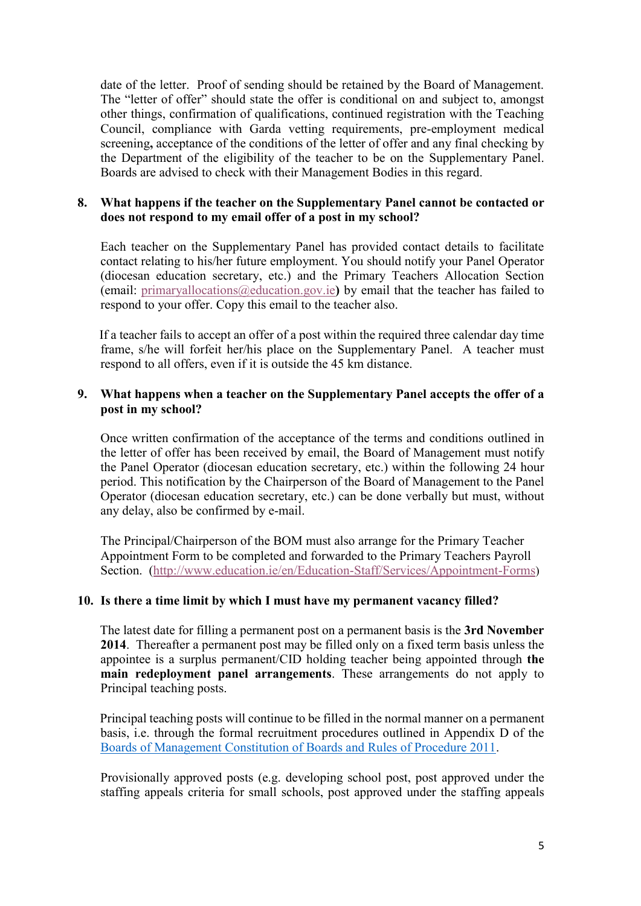date of the letter. Proof of sending should be retained by the Board of Management. The "letter of offer" should state the offer is conditional on and subject to, amongst other things, confirmation of qualifications, continued registration with the Teaching Council, compliance with Garda vetting requirements, pre-employment medical screening**,** acceptance of the conditions of the letter of offer and any final checking by the Department of the eligibility of the teacher to be on the Supplementary Panel. Boards are advised to check with their Management Bodies in this regard.

**8. What happens if the teacher on the Supplementary Panel cannot be contacted or does not respond to my email offer of a post in my school?**

Each teacher on the Supplementary Panel has provided contact details to facilitate contact relating to his/her future employment. You should notify your Panel Operator (diocesan education secretary, etc.) and the Primary Teachers Allocation Section (email: primaryallocations@education.gov.ie**)** by email that the teacher has failed to respond to your offer. Copy this email to the teacher also.

If a teacher fails to accept an offer of a post within the required three calendar day time frame, s/he will forfeit her/his place on the Supplementary Panel. A teacher must respond to all offers, even if it is outside the 45 km distance.

**9. What happens when a teacher on the Supplementary Panel accepts the offer of a post in my school?**

Once written confirmation of the acceptance of the terms and conditions outlined in the letter of offer has been received by email, the Board of Management must notify the Panel Operator (diocesan education secretary, etc.) within the following 24 hour period. This notification by the Chairperson of the Board of Management to the Panel Operator (diocesan education secretary, etc.) can be done verbally but must, without any delay, also be confirmed by e-mail.

The Principal/Chairperson of the BOM must also arrange for the Primary Teacher Appointment Form to be completed and forwarded to the Primary Teachers Payroll Section. (http://www.education.ie/en/Education-Staff/Services/Appointment-Forms)

**10. Is there a time limit by which I must have my permanent vacancy filled?**

The latest date for filling a permanent post on a permanent basis is the **3rd November 2014**. Thereafter a permanent post may be filled only on a fixed term basis unless the appointee is a surplus permanent/CID holding teacher being appointed through **the main redeployment panel arrangements**. These arrangements do not apply to Principal teaching posts.

Principal teaching posts will continue to be filled in the normal manner on a permanent basis, i.e. through the formal recruitment procedures outlined in Appendix D of the Boards of Management Constitution of Boards and Rules of Procedure 2011.

Provisionally approved posts (e.g. developing school post, post approved under the staffing appeals criteria for small schools, post approved under the staffing appeals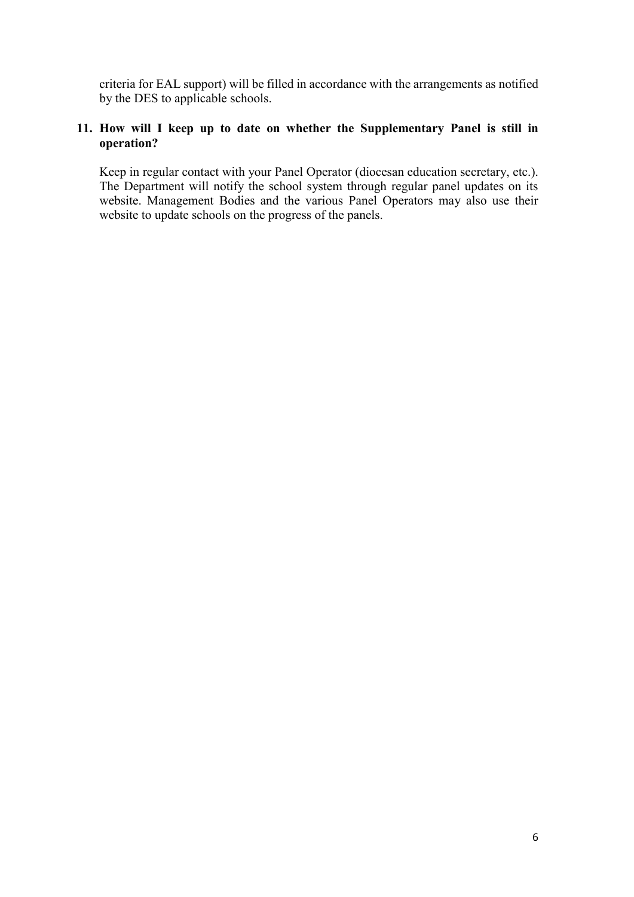criteria for EAL support) will be filled in accordance with the arrangements as notified by the DES to applicable schools.

**11. How will I keep up to date on whether the Supplementary Panel is still in operation?**

Keep in regular contact with your Panel Operator (diocesan education secretary, etc.). The Department will notify the school system through regular panel updates on its website. Management Bodies and the various Panel Operators may also use their website to update schools on the progress of the panels.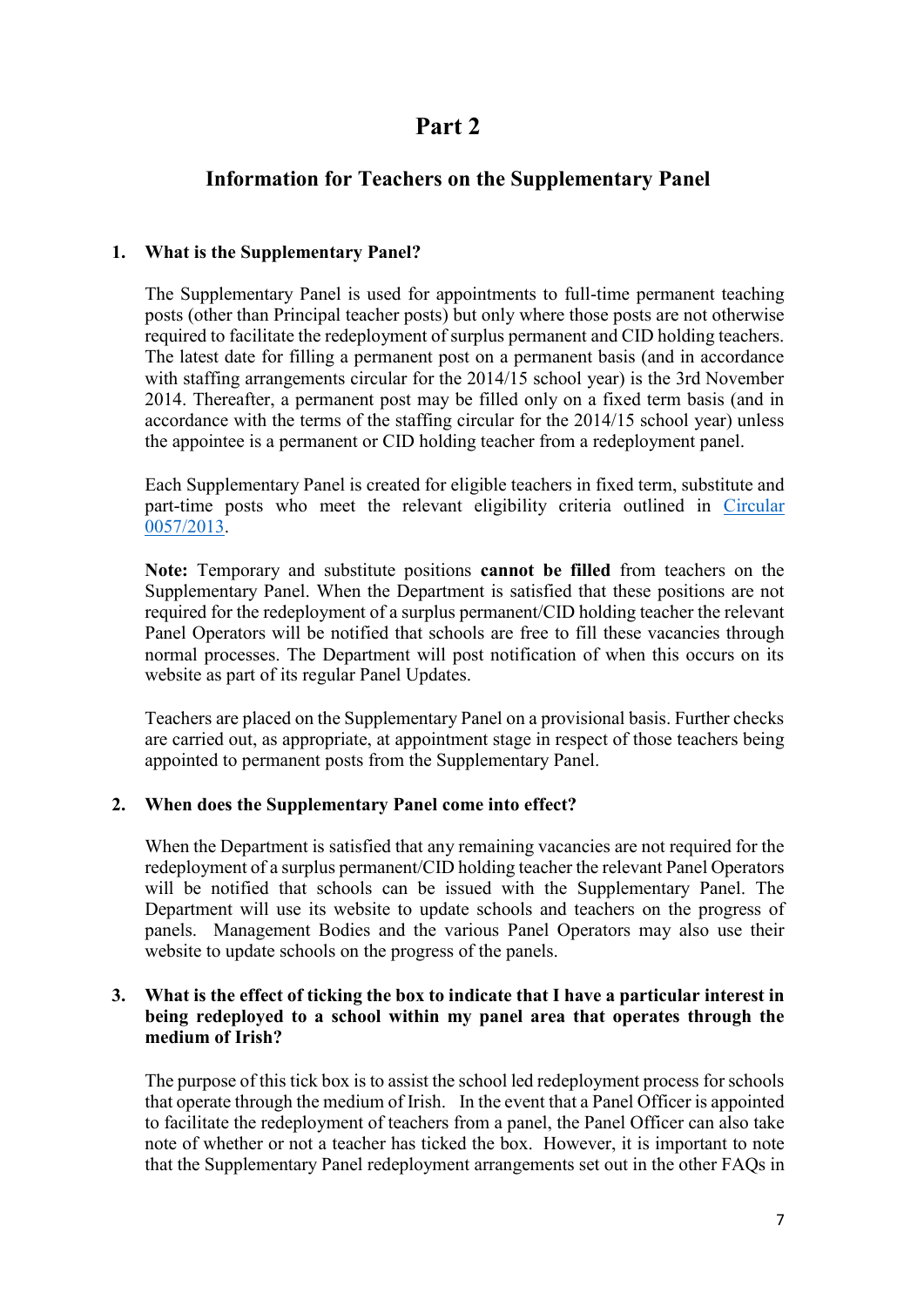# Part 2

## Information for Teachers on the Supplementary Panel

### 1. What is the Supplementary Panel?

The Supplementary Panel is used for appointments to full-time permanent teaching posts (other than Principal teacher posts) but only where those posts are not otherwise required to facilitate the redeployment of surplus permanent and CID holding teachers. The latest date for filling a permanent post on a permanent basis (and in accordance with staffing arrangements circular for the 2014/15 school year) is the 3rd November 2014. Thereafter, a permanent post may be filled only on a fixed term basis (and in accordance with the terms of the staffing circular for the 2014/15 school year) unless the appointee is a permanent or CID holding teacher from a redeployment panel.

Each Supplementary Panel is created for eligible teachers in fixed term, substitute and part-time posts who meet the relevant eligibility criteria outlined in Circular 0057/2013.

**Note:** Temporary and substitute positions **cannot be filled** from teachers on the Supplementary Panel. When the Department is satisfied that these positions are not required for the redeployment of a surplus permanent/CID holding teacher the relevant Panel Operators will be notified that schools are free to fill these vacancies through normal processes. The Department will post notification of when this occurs on its website as part of its regular Panel Updates.

Teachers are placed on the Supplementary Panel on a provisional basis. Further checks are carried out, as appropriate, at appointment stage in respect of those teachers being appointed to permanent posts from the Supplementary Panel.

### 2. When does the Supplementary Panel come into effect?

When the Department is satisfied that any remaining vacancies are not required for the redeployment of a surplus permanent/CID holding teacher the relevant Panel Operators will be notified that schools can be issued with the Supplementary Panel. The Department will use its website to update schools and teachers on the progress of panels. Management Bodies and the various Panel Operators may also use their website to update schools on the progress of the panels.

### 3. What is the effect of ticking the box to indicate that I have a particular interest in being redeployed to a school within my panel area that operates through the medium of Irish?

The purpose of this tick box is to assist the school led redeployment process for schools that operate through the medium of Irish. In the event that a Panel Officer is appointed to facilitate the redeployment of teachers from a panel, the Panel Officer can also take note of whether or not a teacher has ticked the box. However, it is important to note that the Supplementary Panel redeployment arrangements set out in the other FAQs in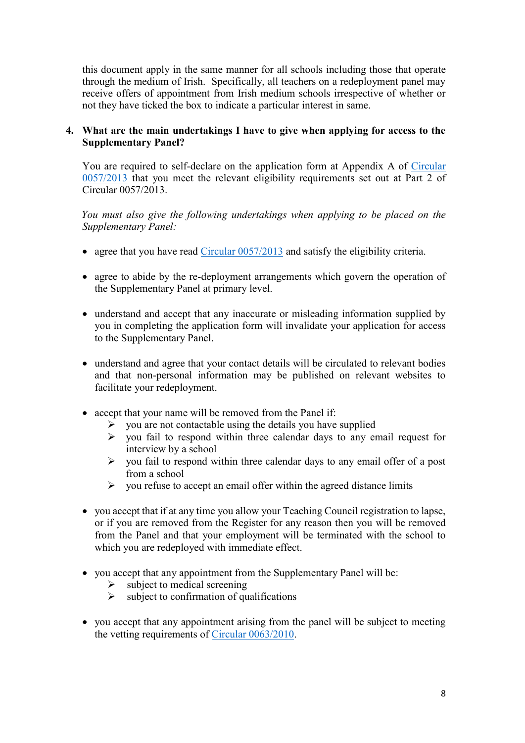this document apply in the same manner for all schools including those that operate through the medium of Irish. Specifically, all teachers on a redeployment panel may receive offers of appointment from Irish medium schools irrespective of whether or not they have ticked the box to indicate a particular interest in same.

4. **What are the main undertakings I have to give when applying for access to the Supplementary Panel?**

   You are required to self-declare on the application form at Appendix A of Circular 0057/2013 that you meet the relevant eligibility requirements set out at Part 2 of Circular 0057/2013.

   *You must also give the following undertakings when applying to be placed on the Supplementary Panel:*

   - agree that you have read Circular 0057/2013 and satisfy the eligibility criteria.
   - agree to abide by the re-deployment arrangements which govern the operation of the Supplementary Panel at primary level.
   - understand and accept that any inaccurate or misleading information supplied by you in completing the application form will invalidate your application for access to the Supplementary Panel.
   - understand and agree that your contact details will be circulated to relevant bodies and that non-personal information may be published on relevant websites to facilitate your redeployment.
   - accept that your name will be removed from the Panel if:
     - you are not contactable using the details you have supplied
     - you fail to respond within three calendar days to any email request for interview by a school
     - you fail to respond within three calendar days to any email offer of a post from a school
     - you refuse to accept an email offer within the agreed distance limits
   - you accept that if at any time you allow your Teaching Council registration to lapse, or if you are removed from the Register for any reason then you will be removed from the Panel and that your employment will be terminated with the school to which you are redeployed with immediate effect.
   - you accept that any appointment from the Supplementary Panel will be:
     - subject to medical screening
     - subject to confirmation of qualifications
   - you accept that any appointment arising from the panel will be subject to meeting the vetting requirements of Circular 0063/2010.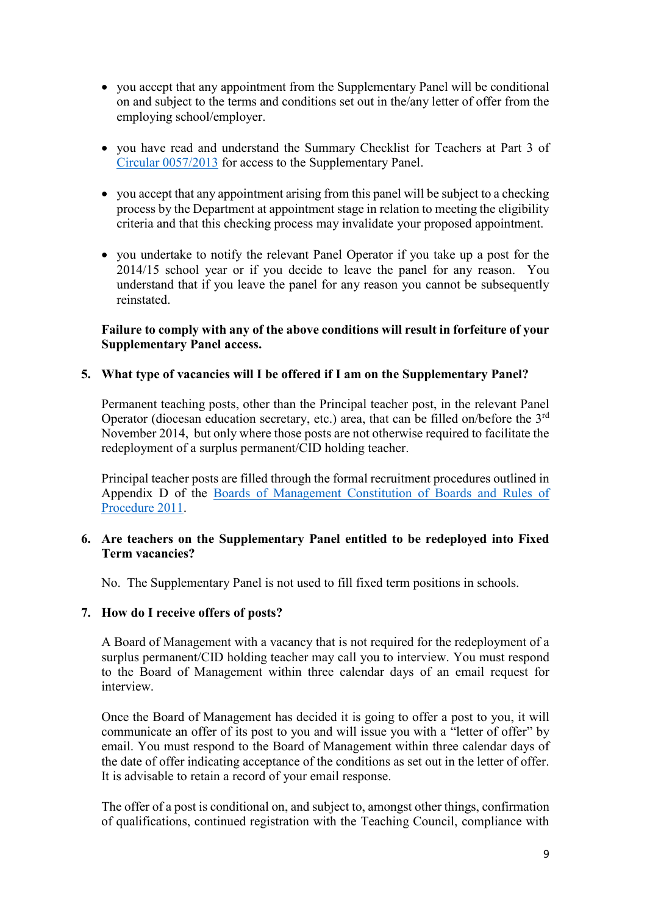- you accept that any appointment from the Supplementary Panel will be conditional on and subject to the terms and conditions set out in the/any letter of offer from the employing school/employer.

- you have read and understand the Summary Checklist for Teachers at Part 3 of [Circular 0057/2013] for access to the Supplementary Panel.

- you accept that any appointment arising from this panel will be subject to a checking process by the Department at appointment stage in relation to meeting the eligibility criteria and that this checking process may invalidate your proposed appointment.

- you undertake to notify the relevant Panel Operator if you take up a post for the 2014/15 school year or if you decide to leave the panel for any reason. You understand that if you leave the panel for any reason you cannot be subsequently reinstated.

**Failure to comply with any of the above conditions will result in forfeiture of your Supplementary Panel access.**

**5. What type of vacancies will I be offered if I am on the Supplementary Panel?**

Permanent teaching posts, other than the Principal teacher post, in the relevant Panel Operator (diocesan education secretary, etc.) area, that can be filled on/before the 3rd November 2014, but only where those posts are not otherwise required to facilitate the redeployment of a surplus permanent/CID holding teacher.

Principal teacher posts are filled through the formal recruitment procedures outlined in Appendix D of the [Boards of Management Constitution of Boards and Rules of Procedure 2011].

**6. Are teachers on the Supplementary Panel entitled to be redeployed into Fixed Term vacancies?**

No. The Supplementary Panel is not used to fill fixed term positions in schools.

**7. How do I receive offers of posts?**

A Board of Management with a vacancy that is not required for the redeployment of a surplus permanent/CID holding teacher may call you to interview. You must respond to the Board of Management within three calendar days of an email request for interview.

Once the Board of Management has decided it is going to offer a post to you, it will communicate an offer of its post to you and will issue you with a "letter of offer" by email. You must respond to the Board of Management within three calendar days of the date of offer indicating acceptance of the conditions as set out in the letter of offer. It is advisable to retain a record of your email response.

The offer of a post is conditional on, and subject to, amongst other things, confirmation of qualifications, continued registration with the Teaching Council, compliance with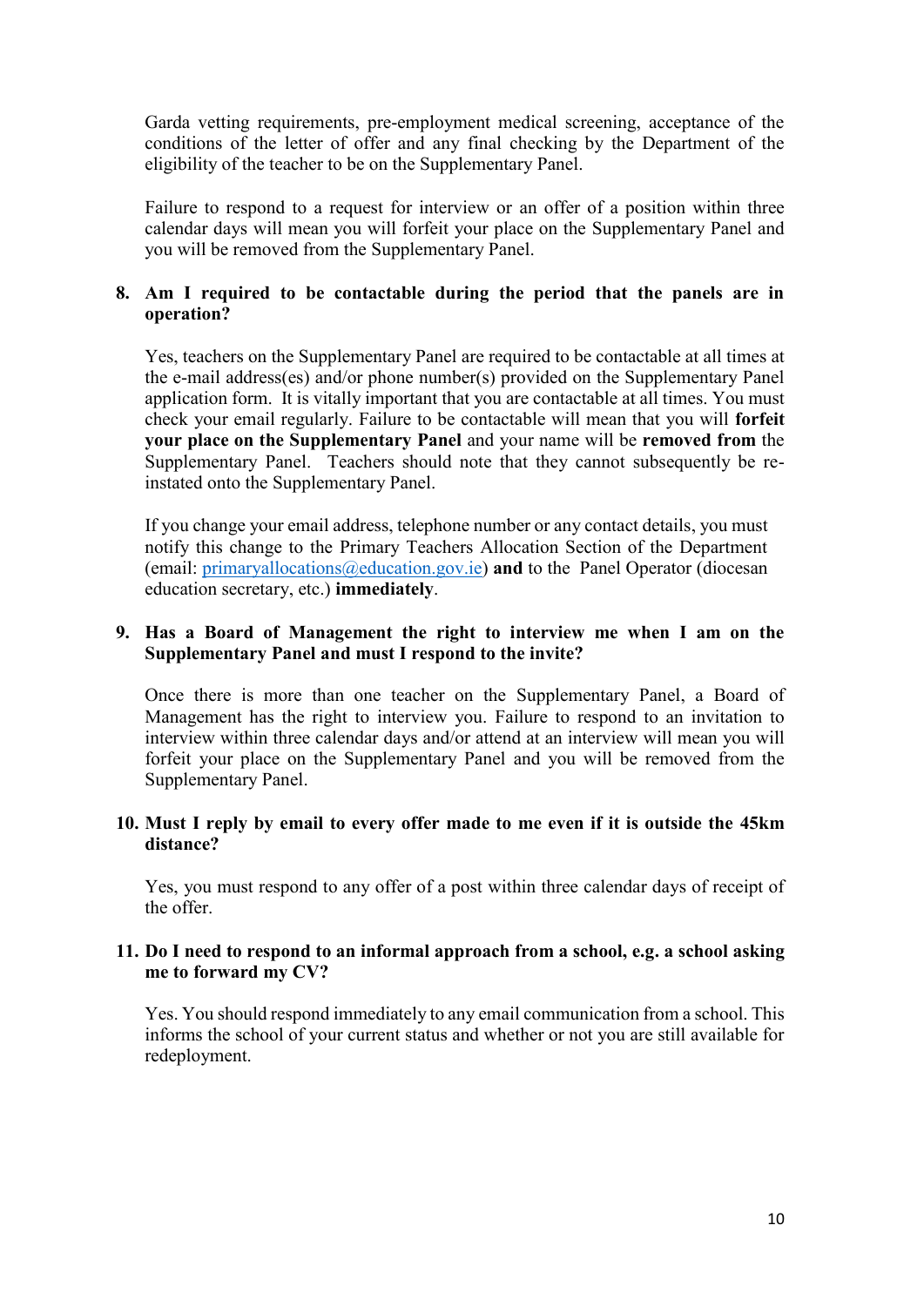Garda vetting requirements, pre-employment medical screening, acceptance of the conditions of the letter of offer and any final checking by the Department of the eligibility of the teacher to be on the Supplementary Panel.

Failure to respond to a request for interview or an offer of a position within three calendar days will mean you will forfeit your place on the Supplementary Panel and you will be removed from the Supplementary Panel.

**8. Am I required to be contactable during the period that the panels are in operation?**

Yes, teachers on the Supplementary Panel are required to be contactable at all times at the e-mail address(es) and/or phone number(s) provided on the Supplementary Panel application form. It is vitally important that you are contactable at all times. You must check your email regularly. Failure to be contactable will mean that you will **forfeit your place on the Supplementary Panel** and your name will be **removed from** the Supplementary Panel. Teachers should note that they cannot subsequently be re-instated onto the Supplementary Panel.

If you change your email address, telephone number or any contact details, you must notify this change to the Primary Teachers Allocation Section of the Department (email: primaryallocations@education.gov.ie) **and** to the Panel Operator (diocesan education secretary, etc.) **immediately**.

**9. Has a Board of Management the right to interview me when I am on the Supplementary Panel and must I respond to the invite?**

Once there is more than one teacher on the Supplementary Panel, a Board of Management has the right to interview you. Failure to respond to an invitation to interview within three calendar days and/or attend at an interview will mean you will forfeit your place on the Supplementary Panel and you will be removed from the Supplementary Panel.

**10. Must I reply by email to every offer made to me even if it is outside the 45km distance?**

Yes, you must respond to any offer of a post within three calendar days of receipt of the offer.

**11. Do I need to respond to an informal approach from a school, e.g. a school asking me to forward my CV?**

Yes. You should respond immediately to any email communication from a school. This informs the school of your current status and whether or not you are still available for redeployment.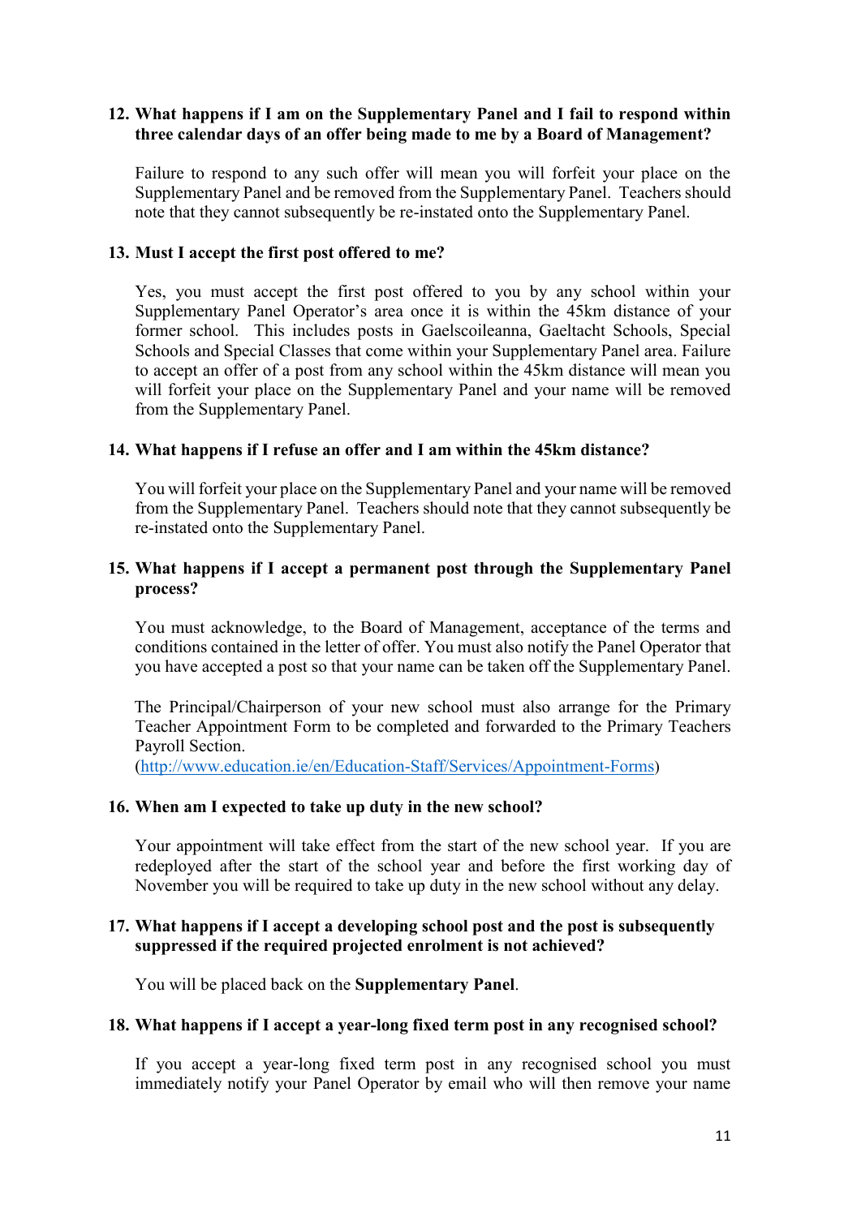**12. What happens if I am on the Supplementary Panel and I fail to respond within three calendar days of an offer being made to me by a Board of Management?**

Failure to respond to any such offer will mean you will forfeit your place on the Supplementary Panel and be removed from the Supplementary Panel. Teachers should note that they cannot subsequently be re-instated onto the Supplementary Panel.

**13. Must I accept the first post offered to me?**

Yes, you must accept the first post offered to you by any school within your Supplementary Panel Operator's area once it is within the 45km distance of your former school. This includes posts in Gaelscoileanna, Gaeltacht Schools, Special Schools and Special Classes that come within your Supplementary Panel area. Failure to accept an offer of a post from any school within the 45km distance will mean you will forfeit your place on the Supplementary Panel and your name will be removed from the Supplementary Panel.

**14. What happens if I refuse an offer and I am within the 45km distance?**

You will forfeit your place on the Supplementary Panel and your name will be removed from the Supplementary Panel. Teachers should note that they cannot subsequently be re-instated onto the Supplementary Panel.

**15. What happens if I accept a permanent post through the Supplementary Panel process?**

You must acknowledge, to the Board of Management, acceptance of the terms and conditions contained in the letter of offer. You must also notify the Panel Operator that you have accepted a post so that your name can be taken off the Supplementary Panel.

The Principal/Chairperson of your new school must also arrange for the Primary Teacher Appointment Form to be completed and forwarded to the Primary Teachers Payroll Section.
(http://www.education.ie/en/Education-Staff/Services/Appointment-Forms)

**16. When am I expected to take up duty in the new school?**

Your appointment will take effect from the start of the new school year. If you are redeployed after the start of the school year and before the first working day of November you will be required to take up duty in the new school without any delay.

**17. What happens if I accept a developing school post and the post is subsequently suppressed if the required projected enrolment is not achieved?**

You will be placed back on the **Supplementary Panel**.

**18. What happens if I accept a year-long fixed term post in any recognised school?**

If you accept a year-long fixed term post in any recognised school you must immediately notify your Panel Operator by email who will then remove your name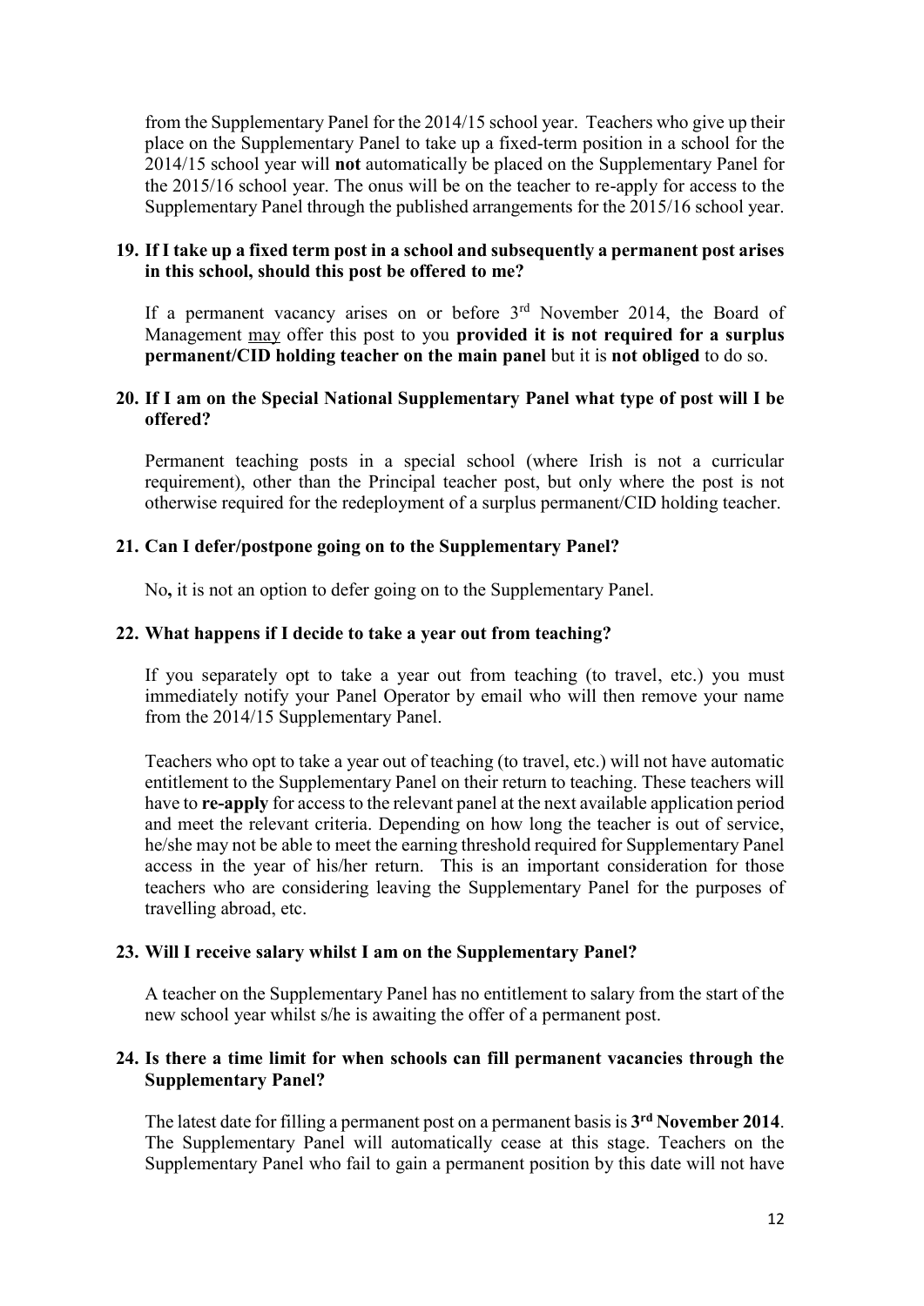from the Supplementary Panel for the 2014/15 school year. Teachers who give up their place on the Supplementary Panel to take up a fixed-term position in a school for the 2014/15 school year will **not** automatically be placed on the Supplementary Panel for the 2015/16 school year. The onus will be on the teacher to re-apply for access to the Supplementary Panel through the published arrangements for the 2015/16 school year.

**19. If I take up a fixed term post in a school and subsequently a permanent post arises in this school, should this post be offered to me?**

If a permanent vacancy arises on or before 3rd November 2014, the Board of Management may offer this post to you **provided it is not required for a surplus permanent/CID holding teacher on the main panel** but it is **not obliged** to do so.

**20. If I am on the Special National Supplementary Panel what type of post will I be offered?**

Permanent teaching posts in a special school (where Irish is not a curricular requirement), other than the Principal teacher post, but only where the post is not otherwise required for the redeployment of a surplus permanent/CID holding teacher.

**21. Can I defer/postpone going on to the Supplementary Panel?**

No**,** it is not an option to defer going on to the Supplementary Panel.

**22. What happens if I decide to take a year out from teaching?**

If you separately opt to take a year out from teaching (to travel, etc.) you must immediately notify your Panel Operator by email who will then remove your name from the 2014/15 Supplementary Panel.

Teachers who opt to take a year out of teaching (to travel, etc.) will not have automatic entitlement to the Supplementary Panel on their return to teaching. These teachers will have to **re-apply** for access to the relevant panel at the next available application period and meet the relevant criteria. Depending on how long the teacher is out of service, he/she may not be able to meet the earning threshold required for Supplementary Panel access in the year of his/her return. This is an important consideration for those teachers who are considering leaving the Supplementary Panel for the purposes of travelling abroad, etc.

**23. Will I receive salary whilst I am on the Supplementary Panel?**

A teacher on the Supplementary Panel has no entitlement to salary from the start of the new school year whilst s/he is awaiting the offer of a permanent post.

**24. Is there a time limit for when schools can fill permanent vacancies through the Supplementary Panel?**

The latest date for filling a permanent post on a permanent basis is **3rd November 2014**. The Supplementary Panel will automatically cease at this stage. Teachers on the Supplementary Panel who fail to gain a permanent position by this date will not have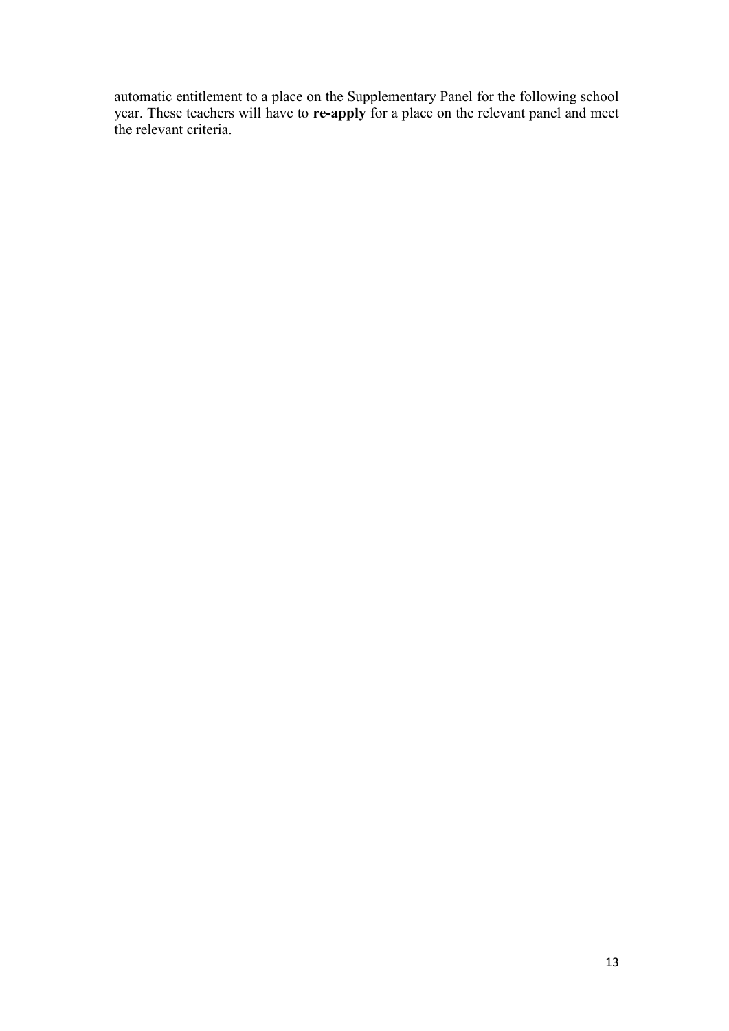automatic entitlement to a place on the Supplementary Panel for the following school year. These teachers will have to **re-apply** for a place on the relevant panel and meet the relevant criteria.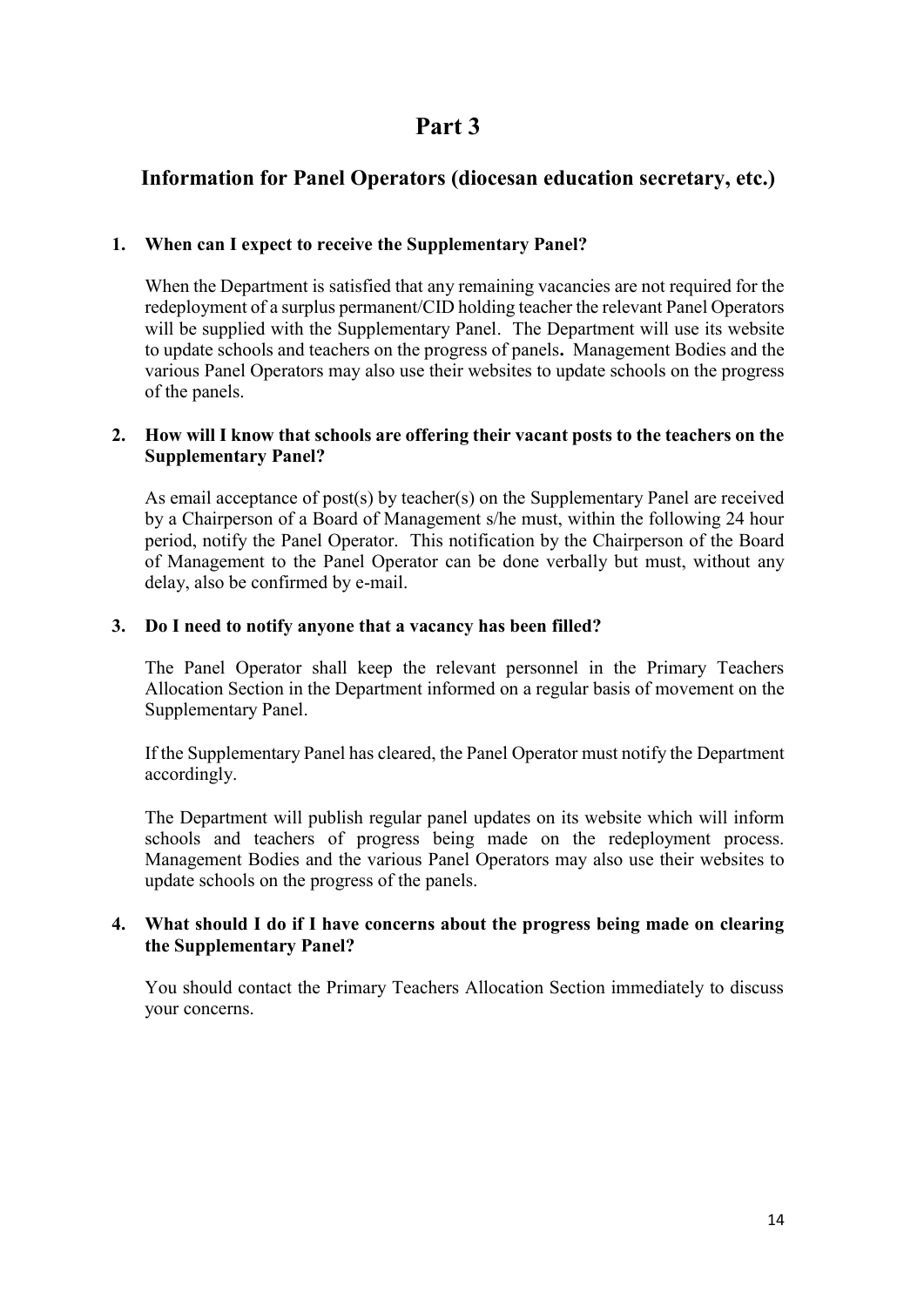# Part 3

## Information for Panel Operators (diocesan education secretary, etc.)

**1. When can I expect to receive the Supplementary Panel?**

When the Department is satisfied that any remaining vacancies are not required for the redeployment of a surplus permanent/CID holding teacher the relevant Panel Operators will be supplied with the Supplementary Panel. The Department will use its website to update schools and teachers on the progress of panels**.** Management Bodies and the various Panel Operators may also use their websites to update schools on the progress of the panels.

**2. How will I know that schools are offering their vacant posts to the teachers on the Supplementary Panel?**

As email acceptance of post(s) by teacher(s) on the Supplementary Panel are received by a Chairperson of a Board of Management s/he must, within the following 24 hour period, notify the Panel Operator. This notification by the Chairperson of the Board of Management to the Panel Operator can be done verbally but must, without any delay, also be confirmed by e-mail.

**3. Do I need to notify anyone that a vacancy has been filled?**

The Panel Operator shall keep the relevant personnel in the Primary Teachers Allocation Section in the Department informed on a regular basis of movement on the Supplementary Panel.

If the Supplementary Panel has cleared, the Panel Operator must notify the Department accordingly.

The Department will publish regular panel updates on its website which will inform schools and teachers of progress being made on the redeployment process. Management Bodies and the various Panel Operators may also use their websites to update schools on the progress of the panels.

**4. What should I do if I have concerns about the progress being made on clearing the Supplementary Panel?**

You should contact the Primary Teachers Allocation Section immediately to discuss your concerns.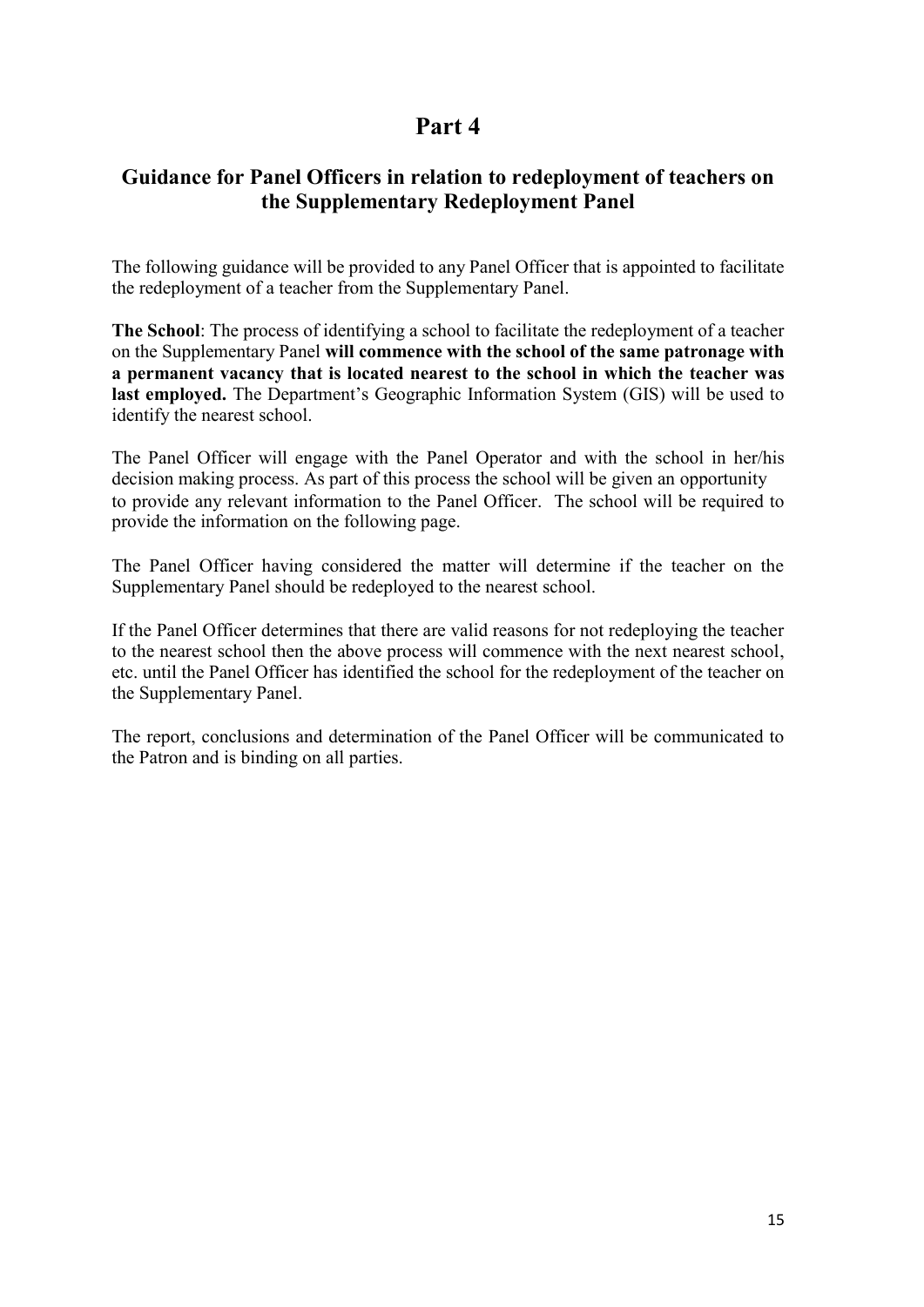# Part 4

## Guidance for Panel Officers in relation to redeployment of teachers on the Supplementary Redeployment Panel

The following guidance will be provided to any Panel Officer that is appointed to facilitate the redeployment of a teacher from the Supplementary Panel.

**The School**: The process of identifying a school to facilitate the redeployment of a teacher on the Supplementary Panel **will commence with the school of the same patronage with a permanent vacancy that is located nearest to the school in which the teacher was last employed.** The Department's Geographic Information System (GIS) will be used to identify the nearest school.

The Panel Officer will engage with the Panel Operator and with the school in her/his decision making process. As part of this process the school will be given an opportunity to provide any relevant information to the Panel Officer. The school will be required to provide the information on the following page.

The Panel Officer having considered the matter will determine if the teacher on the Supplementary Panel should be redeployed to the nearest school.

If the Panel Officer determines that there are valid reasons for not redeploying the teacher to the nearest school then the above process will commence with the next nearest school, etc. until the Panel Officer has identified the school for the redeployment of the teacher on the Supplementary Panel.

The report, conclusions and determination of the Panel Officer will be communicated to the Patron and is binding on all parties.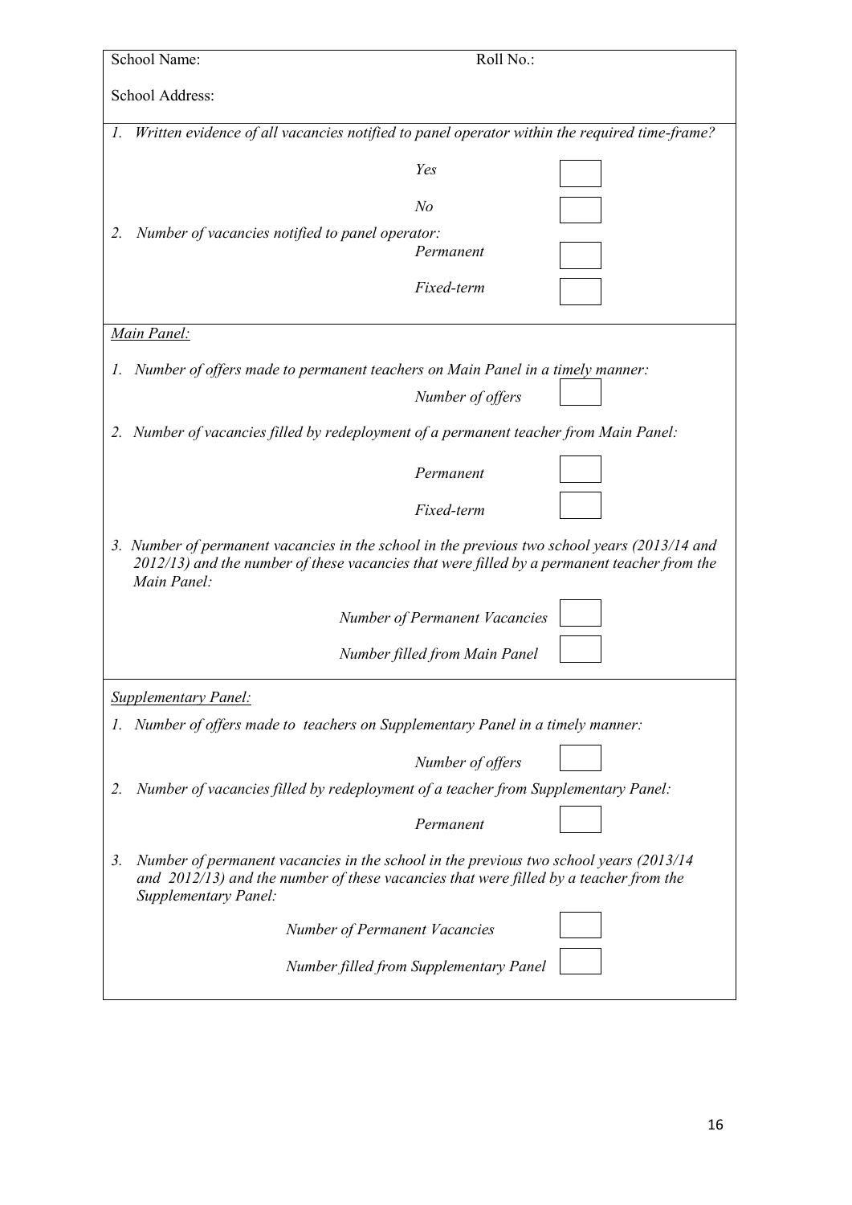School Name: Roll No.:

School Address:

1. *Written evidence of all vacancies notified to panel operator within the required time-frame?*

*Yes* ☐

*No* ☐

2. *Number of vacancies notified to panel operator:*

*Permanent* ☐

*Fixed-term* ☐

*Main Panel:*

1. *Number of offers made to permanent teachers on Main Panel in a timely manner:*

*Number of offers* ☐

2. *Number of vacancies filled by redeployment of a permanent teacher from Main Panel:*

*Permanent* ☐

*Fixed-term* ☐

3. *Number of permanent vacancies in the school in the previous two school years (2013/14 and 2012/13) and the number of these vacancies that were filled by a permanent teacher from the Main Panel:*

*Number of Permanent Vacancies* ☐

*Number filled from Main Panel* ☐

*Supplementary Panel:*

1. *Number of offers made to teachers on Supplementary Panel in a timely manner:*

*Number of offers* ☐

2. *Number of vacancies filled by redeployment of a teacher from Supplementary Panel:*

*Permanent* ☐

3. *Number of permanent vacancies in the school in the previous two school years (2013/14 and 2012/13) and the number of these vacancies that were filled by a teacher from the Supplementary Panel:*

*Number of Permanent Vacancies* ☐

*Number filled from Supplementary Panel* ☐